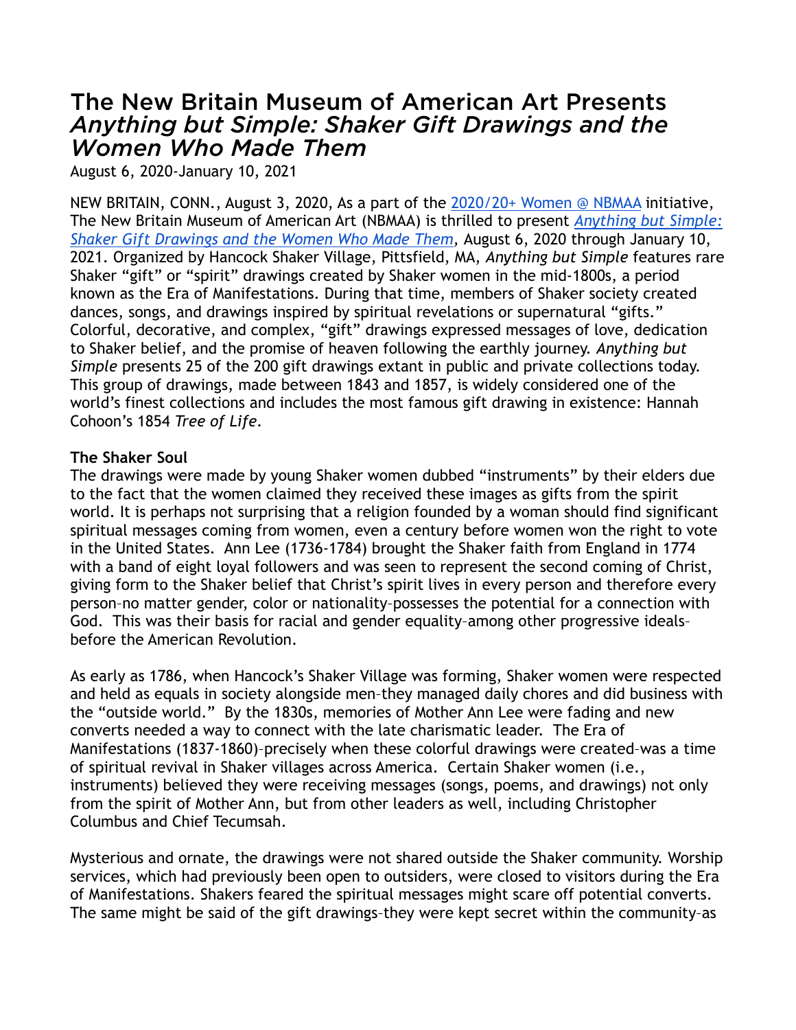# The New Britain Museum of American Art Presents *Anything but Simple: Shaker Gift Drawings and the Women Who Made Them*

August 6, 2020-January 10, 2021

NEW BRITAIN, CONN., August 3, 2020, As a part of the [2020/20+ Women @ NBMAA](#) initiative, The New Britain Museum of American Art (NBMAA) is thrilled to present [*Anything but Simple: Shaker Gift Drawings and the Women Who Made Them*](#), August 6, 2020 through January 10, 2021. Organized by Hancock Shaker Village, Pittsfield, MA, *Anything but Simple* features rare Shaker "gift" or "spirit" drawings created by Shaker women in the mid-1800s, a period known as the Era of Manifestations. During that time, members of Shaker society created dances, songs, and drawings inspired by spiritual revelations or supernatural "gifts." Colorful, decorative, and complex, "gift" drawings expressed messages of love, dedication to Shaker belief, and the promise of heaven following the earthly journey. *Anything but Simple* presents 25 of the 200 gift drawings extant in public and private collections today. This group of drawings, made between 1843 and 1857, is widely considered one of the world's finest collections and includes the most famous gift drawing in existence: Hannah Cohoon's 1854 *Tree of Life*.

**The Shaker Soul**

The drawings were made by young Shaker women dubbed "instruments" by their elders due to the fact that the women claimed they received these images as gifts from the spirit world. It is perhaps not surprising that a religion founded by a woman should find significant spiritual messages coming from women, even a century before women won the right to vote in the United States. Ann Lee (1736-1784) brought the Shaker faith from England in 1774 with a band of eight loyal followers and was seen to represent the second coming of Christ, giving form to the Shaker belief that Christ's spirit lives in every person and therefore every person–no matter gender, color or nationality–possesses the potential for a connection with God. This was their basis for racial and gender equality–among other progressive ideals–before the American Revolution.

As early as 1786, when Hancock's Shaker Village was forming, Shaker women were respected and held as equals in society alongside men–they managed daily chores and did business with the "outside world." By the 1830s, memories of Mother Ann Lee were fading and new converts needed a way to connect with the late charismatic leader. The Era of Manifestations (1837-1860)–precisely when these colorful drawings were created–was a time of spiritual revival in Shaker villages across America. Certain Shaker women (i.e., instruments) believed they were receiving messages (songs, poems, and drawings) not only from the spirit of Mother Ann, but from other leaders as well, including Christopher Columbus and Chief Tecumsah.

Mysterious and ornate, the drawings were not shared outside the Shaker community. Worship services, which had previously been open to outsiders, were closed to visitors during the Era of Manifestations. Shakers feared the spiritual messages might scare off potential converts. The same might be said of the gift drawings–they were kept secret within the community–as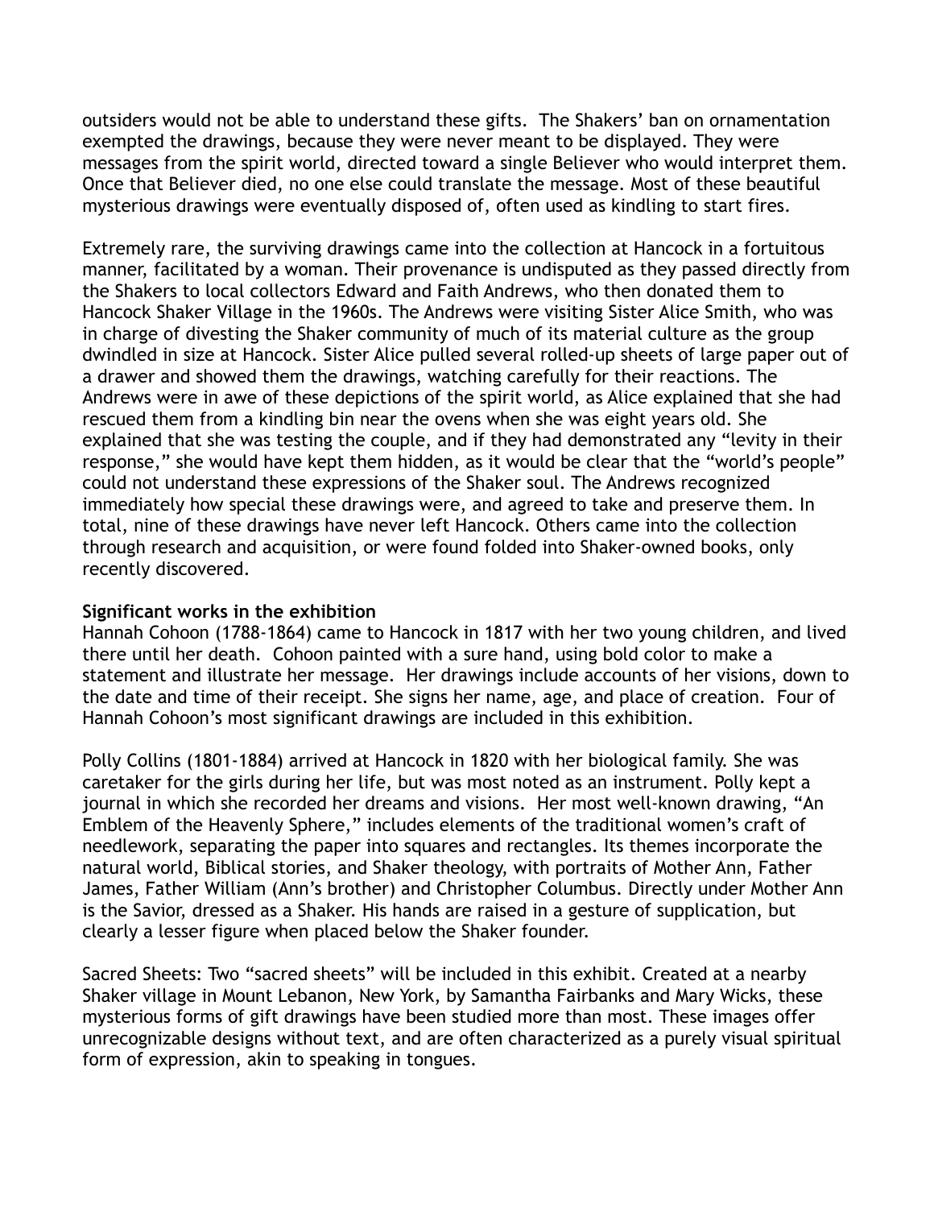outsiders would not be able to understand these gifts. The Shakers' ban on ornamentation exempted the drawings, because they were never meant to be displayed. They were messages from the spirit world, directed toward a single Believer who would interpret them. Once that Believer died, no one else could translate the message. Most of these beautiful mysterious drawings were eventually disposed of, often used as kindling to start fires.

Extremely rare, the surviving drawings came into the collection at Hancock in a fortuitous manner, facilitated by a woman. Their provenance is undisputed as they passed directly from the Shakers to local collectors Edward and Faith Andrews, who then donated them to Hancock Shaker Village in the 1960s. The Andrews were visiting Sister Alice Smith, who was in charge of divesting the Shaker community of much of its material culture as the group dwindled in size at Hancock. Sister Alice pulled several rolled-up sheets of large paper out of a drawer and showed them the drawings, watching carefully for their reactions. The Andrews were in awe of these depictions of the spirit world, as Alice explained that she had rescued them from a kindling bin near the ovens when she was eight years old. She explained that she was testing the couple, and if they had demonstrated any "levity in their response," she would have kept them hidden, as it would be clear that the "world's people" could not understand these expressions of the Shaker soul. The Andrews recognized immediately how special these drawings were, and agreed to take and preserve them. In total, nine of these drawings have never left Hancock. Others came into the collection through research and acquisition, or were found folded into Shaker-owned books, only recently discovered.

**Significant works in the exhibition**

Hannah Cohoon (1788-1864) came to Hancock in 1817 with her two young children, and lived there until her death. Cohoon painted with a sure hand, using bold color to make a statement and illustrate her message. Her drawings include accounts of her visions, down to the date and time of their receipt. She signs her name, age, and place of creation. Four of Hannah Cohoon's most significant drawings are included in this exhibition.

Polly Collins (1801-1884) arrived at Hancock in 1820 with her biological family. She was caretaker for the girls during her life, but was most noted as an instrument. Polly kept a journal in which she recorded her dreams and visions. Her most well-known drawing, "An Emblem of the Heavenly Sphere," includes elements of the traditional women's craft of needlework, separating the paper into squares and rectangles. Its themes incorporate the natural world, Biblical stories, and Shaker theology, with portraits of Mother Ann, Father James, Father William (Ann's brother) and Christopher Columbus. Directly under Mother Ann is the Savior, dressed as a Shaker. His hands are raised in a gesture of supplication, but clearly a lesser figure when placed below the Shaker founder.

Sacred Sheets: Two "sacred sheets" will be included in this exhibit. Created at a nearby Shaker village in Mount Lebanon, New York, by Samantha Fairbanks and Mary Wicks, these mysterious forms of gift drawings have been studied more than most. These images offer unrecognizable designs without text, and are often characterized as a purely visual spiritual form of expression, akin to speaking in tongues.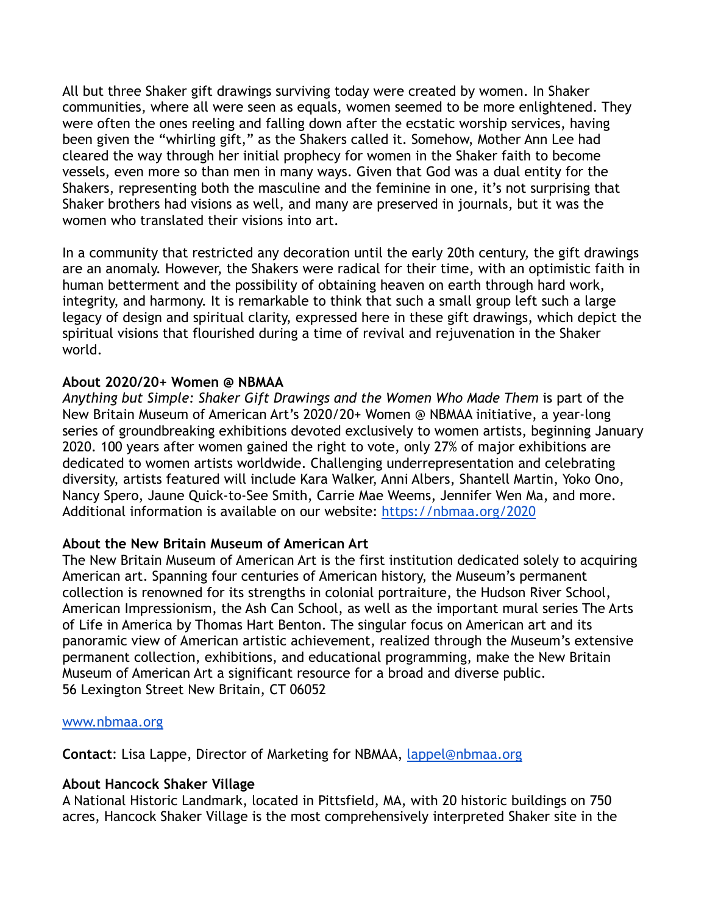All but three Shaker gift drawings surviving today were created by women. In Shaker communities, where all were seen as equals, women seemed to be more enlightened. They were often the ones reeling and falling down after the ecstatic worship services, having been given the "whirling gift," as the Shakers called it. Somehow, Mother Ann Lee had cleared the way through her initial prophecy for women in the Shaker faith to become vessels, even more so than men in many ways. Given that God was a dual entity for the Shakers, representing both the masculine and the feminine in one, it's not surprising that Shaker brothers had visions as well, and many are preserved in journals, but it was the women who translated their visions into art.

In a community that restricted any decoration until the early 20th century, the gift drawings are an anomaly. However, the Shakers were radical for their time, with an optimistic faith in human betterment and the possibility of obtaining heaven on earth through hard work, integrity, and harmony. It is remarkable to think that such a small group left such a large legacy of design and spiritual clarity, expressed here in these gift drawings, which depict the spiritual visions that flourished during a time of revival and rejuvenation in the Shaker world.

**About 2020/20+ Women @ NBMAA**
*Anything but Simple: Shaker Gift Drawings and the Women Who Made Them* is part of the New Britain Museum of American Art's 2020/20+ Women @ NBMAA initiative, a year-long series of groundbreaking exhibitions devoted exclusively to women artists, beginning January 2020. 100 years after women gained the right to vote, only 27% of major exhibitions are dedicated to women artists worldwide. Challenging underrepresentation and celebrating diversity, artists featured will include Kara Walker, Anni Albers, Shantell Martin, Yoko Ono, Nancy Spero, Jaune Quick-to-See Smith, Carrie Mae Weems, Jennifer Wen Ma, and more. Additional information is available on our website: [https://nbmaa.org/2020](https://nbmaa.org/2020)

**About the New Britain Museum of American Art**
The New Britain Museum of American Art is the first institution dedicated solely to acquiring American art. Spanning four centuries of American history, the Museum's permanent collection is renowned for its strengths in colonial portraiture, the Hudson River School, American Impressionism, the Ash Can School, as well as the important mural series The Arts of Life in America by Thomas Hart Benton. The singular focus on American art and its panoramic view of American artistic achievement, realized through the Museum's extensive permanent collection, exhibitions, and educational programming, make the New Britain Museum of American Art a significant resource for a broad and diverse public.
56 Lexington Street New Britain, CT 06052

[www.nbmaa.org](www.nbmaa.org)

**Contact**: Lisa Lappe, Director of Marketing for NBMAA, [lappel@nbmaa.org](mailto:lappel@nbmaa.org)

**About Hancock Shaker Village**
A National Historic Landmark, located in Pittsfield, MA, with 20 historic buildings on 750 acres, Hancock Shaker Village is the most comprehensively interpreted Shaker site in the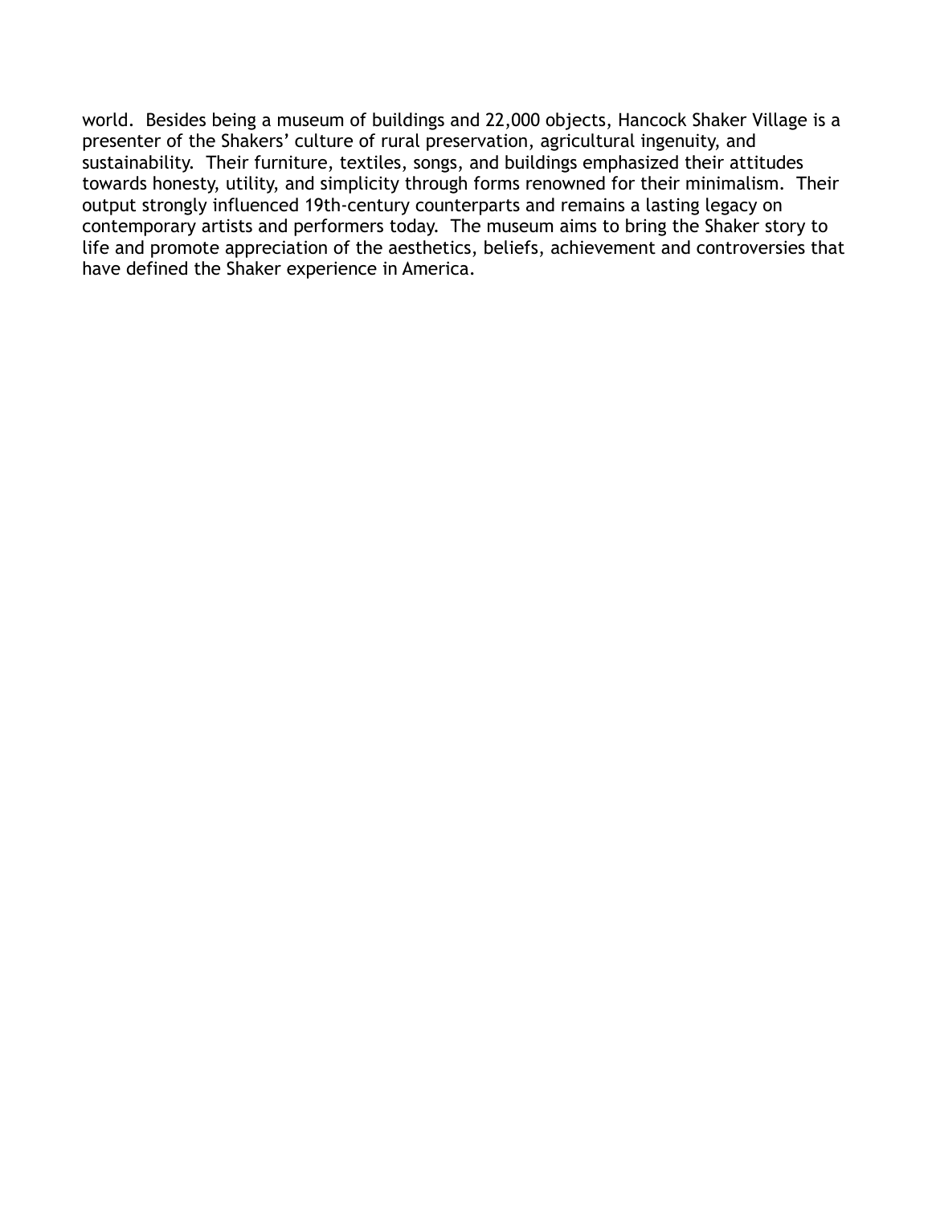world. Besides being a museum of buildings and 22,000 objects, Hancock Shaker Village is a presenter of the Shakers' culture of rural preservation, agricultural ingenuity, and sustainability. Their furniture, textiles, songs, and buildings emphasized their attitudes towards honesty, utility, and simplicity through forms renowned for their minimalism. Their output strongly influenced 19th-century counterparts and remains a lasting legacy on contemporary artists and performers today. The museum aims to bring the Shaker story to life and promote appreciation of the aesthetics, beliefs, achievement and controversies that have defined the Shaker experience in America.